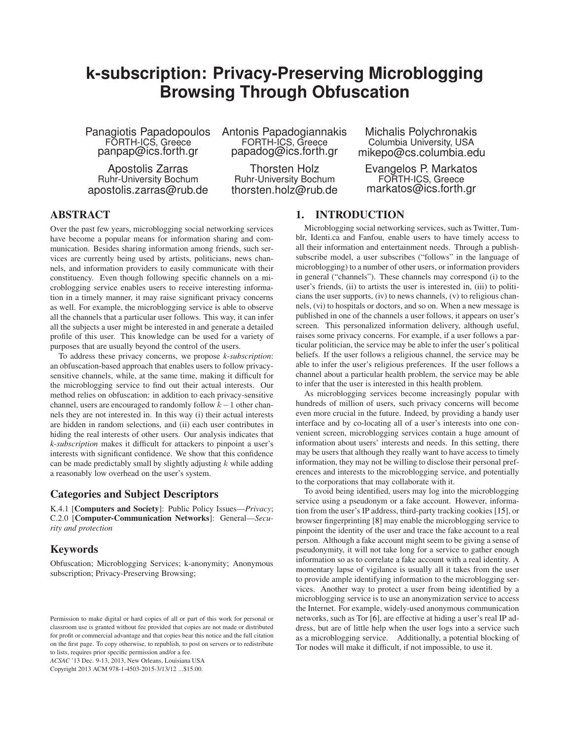# k-subscription: Privacy-Preserving Microblogging Browsing Through Obfuscation

Panagiotis Papadopoulos
FORTH-ICS, Greece
panpap@ics.forth.gr

Antonis Papadogiannakis
FORTH-ICS, Greece
papadog@ics.forth.gr

Michalis Polychronakis
Columbia University, USA
mikepo@cs.columbia.edu

Apostolis Zarras
Ruhr-University Bochum
apostolis.zarras@rub.de

Thorsten Holz
Ruhr-University Bochum
thorsten.holz@rub.de

Evangelos P. Markatos
FORTH-ICS, Greece
markatos@ics.forth.gr

## ABSTRACT

Over the past few years, microblogging social networking services have become a popular means for information sharing and communication. Besides sharing information among friends, such services are currently being used by artists, politicians, news channels, and information providers to easily communicate with their constituency. Even though following specific channels on a microblogging service enables users to receive interesting information in a timely manner, it may raise significant privacy concerns as well. For example, the microblogging service is able to observe all the channels that a particular user follows. This way, it can infer all the subjects a user might be interested in and generate a detailed profile of this user. This knowledge can be used for a variety of purposes that are usually beyond the control of the users.

To address these privacy concerns, we propose *k-subscription*: an obfuscation-based approach that enables users to follow privacy-sensitive channels, while, at the same time, making it difficult for the microblogging service to find out their actual interests. Our method relies on obfuscation: in addition to each privacy-sensitive channel, users are encouraged to randomly follow $k-1$ other channels they are not interested in. In this way (i) their actual interests are hidden in random selections, and (ii) each user contributes in hiding the real interests of other users. Our analysis indicates that *k-subscription* makes it difficult for attackers to pinpoint a user's interests with significant confidence. We show that this confidence can be made predictably small by slightly adjusting $k$ while adding a reasonably low overhead on the user's system.

### Categories and Subject Descriptors

K.4.1 [**Computers and Society**]: Public Policy Issues—*Privacy*; C.2.0 [**Computer-Communication Networks**]: General—*Security and protection*

### Keywords

Obfuscation; Microblogging Services; k-anonymity; Anonymous subscription; Privacy-Preserving Browsing;

Permission to make digital or hard copies of all or part of this work for personal or classroom use is granted without fee provided that copies are not made or distributed for profit or commercial advantage and that copies bear this notice and the full citation on the first page. To copy otherwise, to republish, to post on servers or to redistribute to lists, requires prior specific permission and/or a fee.
*ACSAC* '13 Dec. 9-13, 2013, New Orleans, Louisiana USA
Copyright 2013 ACM 978-1-4503-2015-3/13/12 ...$15.00.

## 1. INTRODUCTION

Microblogging social networking services, such as Twitter, Tumblr, Identi.ca and Fanfou, enable users to have timely access to all their information and entertainment needs. Through a publish-subscribe model, a user subscribes ("follows" in the language of microblogging) to a number of other users, or information providers in general ("channels"). These channels may correspond (i) to the user's friends, (ii) to artists the user is interested in, (iii) to politicians the user supports, (iv) to news channels, (v) to religious channels, (vi) to hospitals or doctors, and so on. When a new message is published in one of the channels a user follows, it appears on user's screen. This personalized information delivery, although useful, raises some privacy concerns. For example, if a user follows a particular politician, the service may be able to infer the user's political beliefs. If the user follows a religious channel, the service may be able to infer the user's religious preferences. If the user follows a channel about a particular health problem, the service may be able to infer that the user is interested in this health problem.

As microblogging services become increasingly popular with hundreds of million of users, such privacy concerns will become even more crucial in the future. Indeed, by providing a handy user interface and by co-locating all of a user's interests into one convenient screen, microblogging services contain a huge amount of information about users' interests and needs. In this setting, there may be users that although they really want to have access to timely information, they may not be willing to disclose their personal preferences and interests to the microblogging service, and potentially to the corporations that may collaborate with it.

To avoid being identified, users may log into the microblogging service using a pseudonym or a fake account. However, information from the user's IP address, third-party tracking cookies [15], or browser fingerprinting [8] may enable the microblogging service to pinpoint the identity of the user and trace the fake account to a real person. Although a fake account might seem to be giving a sense of pseudonymity, it will not take long for a service to gather enough information so as to correlate a fake account with a real identity. A momentary lapse of vigilance is usually all it takes from the user to provide ample identifying information to the microblogging services. Another way to protect a user from being identified by a microblogging service is to use an anonymization service to access the Internet. For example, widely-used anonymous communication networks, such as Tor [6], are effective at hiding a user's real IP address, but are of little help when the user logs into a service such as a microblogging service. Additionally, a potential blocking of Tor nodes will make it difficult, if not impossible, to use it.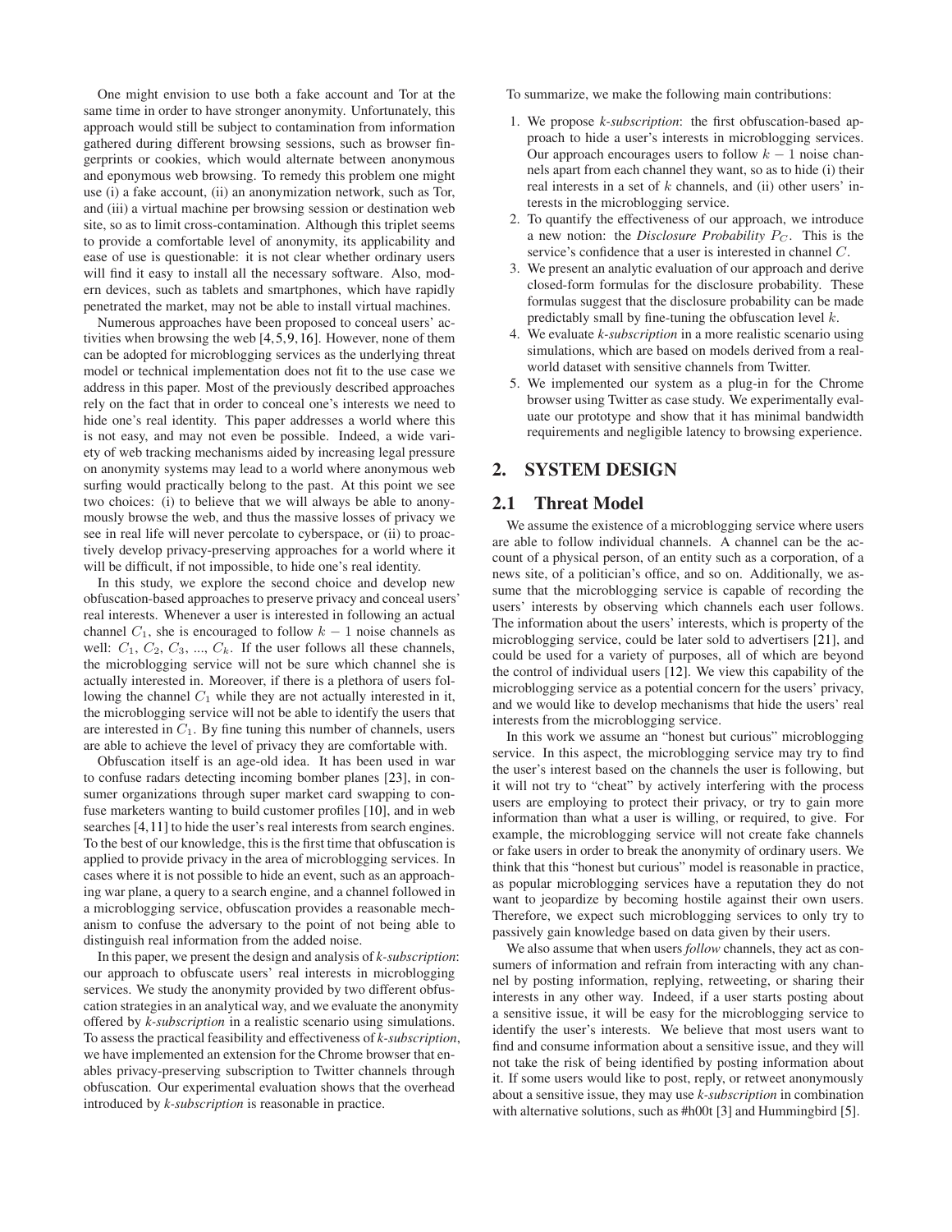One might envision to use both a fake account and Tor at the same time in order to have stronger anonymity. Unfortunately, this approach would still be subject to contamination from information gathered during different browsing sessions, such as browser fingerprints or cookies, which would alternate between anonymous and eponymous web browsing. To remedy this problem one might use (i) a fake account, (ii) an anonymization network, such as Tor, and (iii) a virtual machine per browsing session or destination web site, so as to limit cross-contamination. Although this triplet seems to provide a comfortable level of anonymity, its applicability and ease of use is questionable: it is not clear whether ordinary users will find it easy to install all the necessary software. Also, modern devices, such as tablets and smartphones, which have rapidly penetrated the market, may not be able to install virtual machines.

Numerous approaches have been proposed to conceal users' activities when browsing the web [4,5,9,16]. However, none of them can be adopted for microblogging services as the underlying threat model or technical implementation does not fit to the use case we address in this paper. Most of the previously described approaches rely on the fact that in order to conceal one's interests we need to hide one's real identity. This paper addresses a world where this is not easy, and may not even be possible. Indeed, a wide variety of web tracking mechanisms aided by increasing legal pressure on anonymity systems may lead to a world where anonymous web surfing would practically belong to the past. At this point we see two choices: (i) to believe that we will always be able to anonymously browse the web, and thus the massive losses of privacy we see in real life will never percolate to cyberspace, or (ii) to proactively develop privacy-preserving approaches for a world where it will be difficult, if not impossible, to hide one's real identity.

In this study, we explore the second choice and develop new obfuscation-based approaches to preserve privacy and conceal users' real interests. Whenever a user is interested in following an actual channel $C_1$, she is encouraged to follow $k-1$ noise channels as well: $C_1$, $C_2$, $C_3$, ..., $C_k$. If the user follows all these channels, the microblogging service will not be sure which channel she is actually interested in. Moreover, if there is a plethora of users following the channel $C_1$ while they are not actually interested in it, the microblogging service will not be able to identify the users that are interested in $C_1$. By fine tuning this number of channels, users are able to achieve the level of privacy they are comfortable with.

Obfuscation itself is an age-old idea. It has been used in war to confuse radars detecting incoming bomber planes [23], in consumer organizations through super market card swapping to confuse marketers wanting to build customer profiles [10], and in web searches [4,11] to hide the user's real interests from search engines. To the best of our knowledge, this is the first time that obfuscation is applied to provide privacy in the area of microblogging services. In cases where it is not possible to hide an event, such as an approaching war plane, a query to a search engine, and a channel followed in a microblogging service, obfuscation provides a reasonable mechanism to confuse the adversary to the point of not being able to distinguish real information from the added noise.

In this paper, we present the design and analysis of *k-subscription*: our approach to obfuscate users' real interests in microblogging services. We study the anonymity provided by two different obfuscation strategies in an analytical way, and we evaluate the anonymity offered by *k-subscription* in a realistic scenario using simulations. To assess the practical feasibility and effectiveness of *k-subscription*, we have implemented an extension for the Chrome browser that enables privacy-preserving subscription to Twitter channels through obfuscation. Our experimental evaluation shows that the overhead introduced by *k-subscription* is reasonable in practice.

To summarize, we make the following main contributions:

1. We propose *k-subscription*: the first obfuscation-based approach to hide a user's interests in microblogging services. Our approach encourages users to follow $k-1$ noise channels apart from each channel they want, so as to hide (i) their real interests in a set of $k$ channels, and (ii) other users' interests in the microblogging service.
2. To quantify the effectiveness of our approach, we introduce a new notion: the *Disclosure Probability* $P_C$. This is the service's confidence that a user is interested in channel $C$.
3. We present an analytic evaluation of our approach and derive closed-form formulas for the disclosure probability. These formulas suggest that the disclosure probability can be made predictably small by fine-tuning the obfuscation level $k$.
4. We evaluate *k-subscription* in a more realistic scenario using simulations, which are based on models derived from a real-world dataset with sensitive channels from Twitter.
5. We implemented our system as a plug-in for the Chrome browser using Twitter as case study. We experimentally evaluate our prototype and show that it has minimal bandwidth requirements and negligible latency to browsing experience.

## 2. SYSTEM DESIGN

### 2.1 Threat Model

We assume the existence of a microblogging service where users are able to follow individual channels. A channel can be the account of a physical person, of an entity such as a corporation, of a news site, of a politician's office, and so on. Additionally, we assume that the microblogging service is capable of recording the users' interests by observing which channels each user follows. The information about the users' interests, which is property of the microblogging service, could be later sold to advertisers [21], and could be used for a variety of purposes, all of which are beyond the control of individual users [12]. We view this capability of the microblogging service as a potential concern for the users' privacy, and we would like to develop mechanisms that hide the users' real interests from the microblogging service.

In this work we assume an "honest but curious" microblogging service. In this aspect, the microblogging service may try to find the user's interest based on the channels the user is following, but it will not try to "cheat" by actively interfering with the process users are employing to protect their privacy, or try to gain more information than what a user is willing, or required, to give. For example, the microblogging service will not create fake channels or fake users in order to break the anonymity of ordinary users. We think that this "honest but curious" model is reasonable in practice, as popular microblogging services have a reputation they do not want to jeopardize by becoming hostile against their own users. Therefore, we expect such microblogging services to only try to passively gain knowledge based on data given by their users.

We also assume that when users *follow* channels, they act as consumers of information and refrain from interacting with any channel by posting information, replying, retweeting, or sharing their interests in any other way. Indeed, if a user starts posting about a sensitive issue, it will be easy for the microblogging service to identify the user's interests. We believe that most users want to find and consume information about a sensitive issue, and they will not take the risk of being identified by posting information about it. If some users would like to post, reply, or retweet anonymously about a sensitive issue, they may use *k-subscription* in combination with alternative solutions, such as #h00t [3] and Hummingbird [5].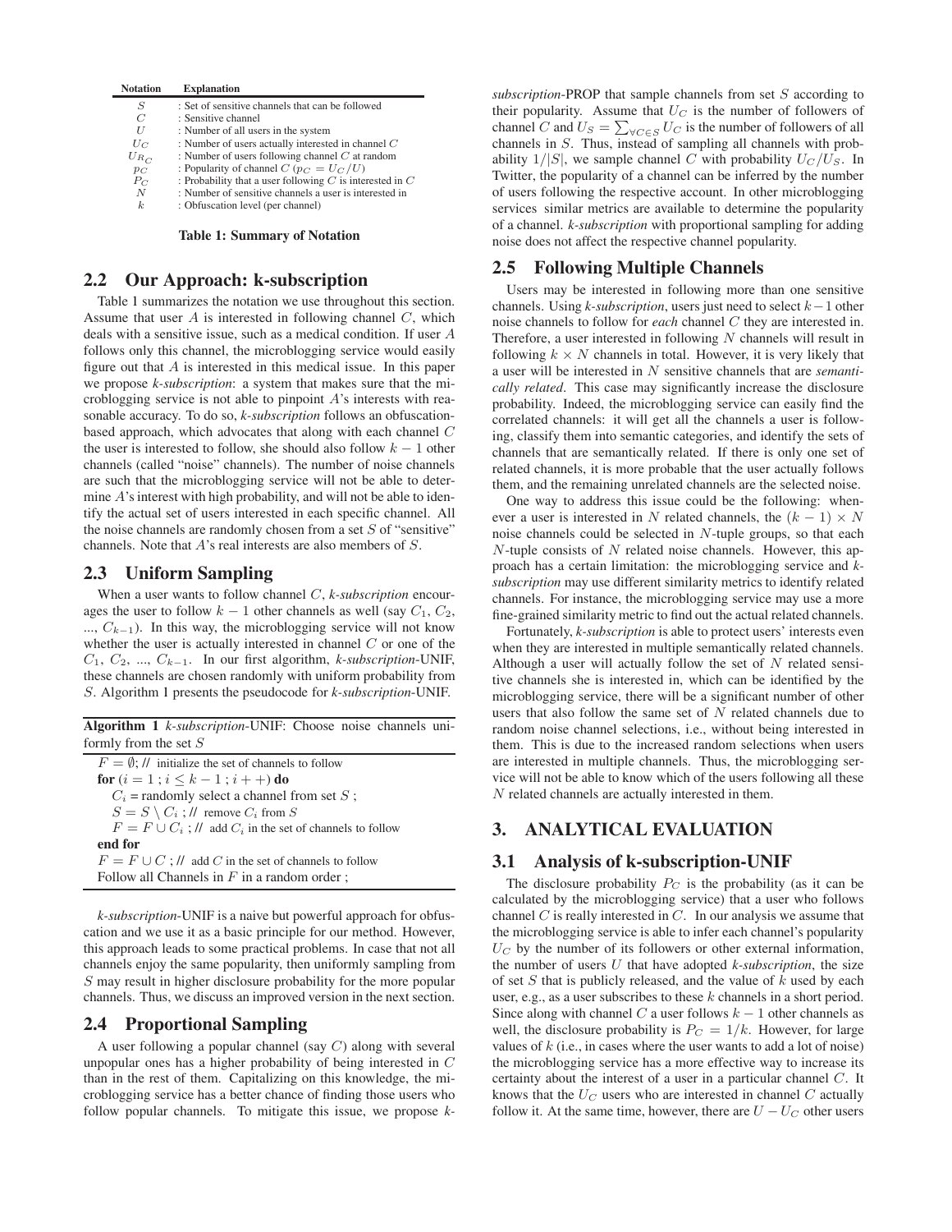| Notation | Explanation |
|---|---|
| $S$ | : Set of sensitive channels that can be followed |
| $C$ | : Sensitive channel |
| $U$ | : Number of all users in the system |
| $U_C$ | : Number of users actually interested in channel $C$ |
| $U_{R_C}$ | : Number of users following channel $C$ at random |
| $p_C$ | : Popularity of channel $C$ ($p_C = U_C/U$) |
| $P_C$ | : Probability that a user following $C$ is interested in $C$ |
| $N$ | : Number of sensitive channels a user is interested in |
| $k$ | : Obfuscation level (per channel) |

**Table 1: Summary of Notation**

## 2.2 Our Approach: k-subscription

Table 1 summarizes the notation we use throughout this section. Assume that user $A$ is interested in following channel $C$, which deals with a sensitive issue, such as a medical condition. If user $A$ follows only this channel, the microblogging service would easily figure out that $A$ is interested in this medical issue. In this paper we propose *k-subscription*: a system that makes sure that the microblogging service is not able to pinpoint $A$'s interests with reasonable accuracy. To do so, *k-subscription* follows an obfuscation-based approach, which advocates that along with each channel $C$ the user is interested to follow, she should also follow $k-1$ other channels (called "noise" channels). The number of noise channels are such that the microblogging service will not be able to determine $A$'s interest with high probability, and will not be able to identify the actual set of users interested in each specific channel. All the noise channels are randomly chosen from a set $S$ of "sensitive" channels. Note that $A$'s real interests are also members of $S$.

## 2.3 Uniform Sampling

When a user wants to follow channel $C$, *k-subscription* encourages the user to follow $k-1$ other channels as well (say $C_1$, $C_2$, ..., $C_{k-1}$). In this way, the microblogging service will not know whether the user is actually interested in channel $C$ or one of the $C_1$, $C_2$, ..., $C_{k-1}$. In our first algorithm, *k-subscription*-UNIF, these channels are chosen randomly with uniform probability from $S$. Algorithm 1 presents the pseudocode for *k-subscription*-UNIF.

**Algorithm 1** *k-subscription*-UNIF: Choose noise channels uniformly from the set $S$

```
F = ∅; // initialize the set of channels to follow
for (i = 1 ; i ≤ k − 1 ; i++) do
    C_i = randomly select a channel from set S ;
    S = S \ C_i ; // remove C_i from S
    F = F ∪ C_i ; // add C_i in the set of channels to follow
end for
F = F ∪ C ; // add C in the set of channels to follow
Follow all Channels in F in a random order ;
```

*k-subscription*-UNIF is a naive but powerful approach for obfuscation and we use it as a basic principle for our method. However, this approach leads to some practical problems. In case that not all channels enjoy the same popularity, then uniformly sampling from $S$ may result in higher disclosure probability for the more popular channels. Thus, we discuss an improved version in the next section.

## 2.4 Proportional Sampling

A user following a popular channel (say $C$) along with several unpopular ones has a higher probability of being interested in $C$ than in the rest of them. Capitalizing on this knowledge, the microblogging service has a better chance of finding those users who follow popular channels. To mitigate this issue, we propose *k-subscription*-PROP that sample channels from set $S$ according to their popularity. Assume that $U_C$ is the number of followers of channel $C$ and $U_S = \sum_{\forall C \in S} U_C$ is the number of followers of all channels in $S$. Thus, instead of sampling all channels with probability $1/|S|$, we sample channel $C$ with probability $U_C/U_S$. In Twitter, the popularity of a channel can be inferred by the number of users following the respective account. In other microblogging services similar metrics are available to determine the popularity of a channel. *k-subscription* with proportional sampling for adding noise does not affect the respective channel popularity.

## 2.5 Following Multiple Channels

Users may be interested in following more than one sensitive channels. Using *k-subscription*, users just need to select $k-1$ other noise channels to follow for *each* channel $C$ they are interested in. Therefore, a user interested in following $N$ channels will result in following $k \times N$ channels in total. However, it is very likely that a user will be interested in $N$ sensitive channels that are *semantically related*. This case may significantly increase the disclosure probability. Indeed, the microblogging service can easily find the correlated channels: it will get all the channels a user is following, classify them into semantic categories, and identify the sets of channels that are semantically related. If there is only one set of related channels, it is more probable that the user actually follows them, and the remaining unrelated channels are the selected noise.

One way to address this issue could be the following: whenever a user is interested in $N$ related channels, the $(k-1) \times N$ noise channels could be selected in $N$-tuple groups, so that each $N$-tuple consists of $N$ related noise channels. However, this approach has a certain limitation: the microblogging service and *k-subscription* may use different similarity metrics to identify related channels. For instance, the microblogging service may use a more fine-grained similarity metric to find out the actual related channels.

Fortunately, *k-subscription* is able to protect users' interests even when they are interested in multiple semantically related channels. Although a user will actually follow the set of $N$ related sensitive channels she is interested in, which can be identified by the microblogging service, there will be a significant number of other users that also follow the same set of $N$ related channels due to random noise channel selections, i.e., without being interested in them. This is due to the increased random selections when users are interested in multiple channels. Thus, the microblogging service will not be able to know which of the users following all these $N$ related channels are actually interested in them.

# 3. ANALYTICAL EVALUATION

## 3.1 Analysis of k-subscription-UNIF

The disclosure probability $P_C$ is the probability (as it can be calculated by the microblogging service) that a user who follows channel $C$ is really interested in $C$. In our analysis we assume that the microblogging service is able to infer each channel's popularity $U_C$ by the number of its followers or other external information, the number of users $U$ that have adopted *k-subscription*, the size of set $S$ that is publicly released, and the value of $k$ used by each user, e.g., as a user subscribes to these $k$ channels in a short period. Since along with channel $C$ a user follows $k-1$ other channels as well, the disclosure probability is $P_C = 1/k$. However, for large values of $k$ (i.e., in cases where the user wants to add a lot of noise) the microblogging service has a more effective way to increase its certainty about the interest of a user in a particular channel $C$. It knows that the $U_C$ users who are interested in channel $C$ actually follow it. At the same time, however, there are $U - U_C$ other users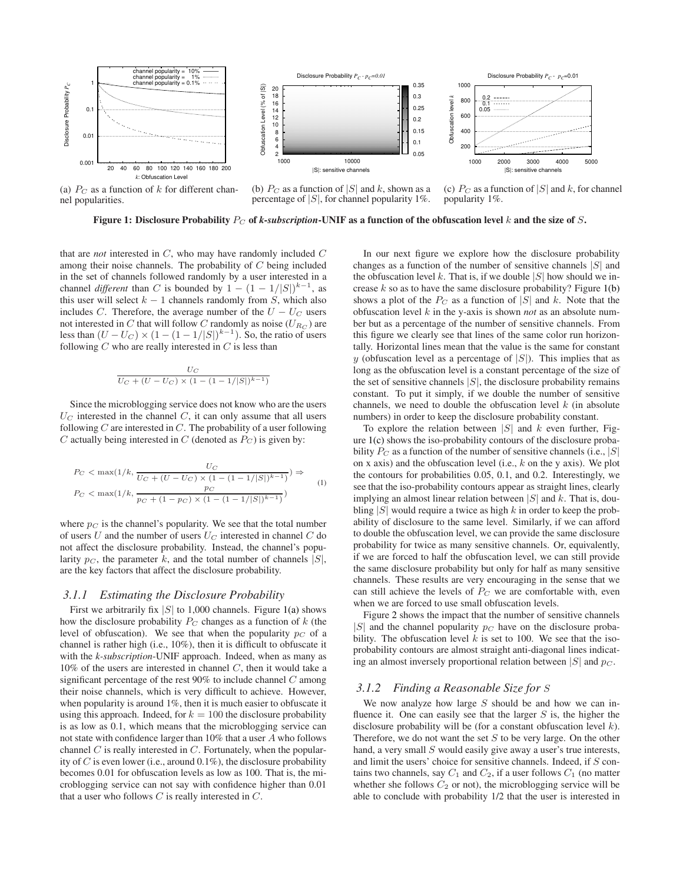Disclosure Probability $P_C$

channel popularity = 10%
channel popularity = 1%
channel popularity = 0.1%

1
0.1
0.01
0.001

20 40 60 80 100 120 140 160 180 200

$k$: Obfuscation Level

(a) $P_C$ as a function of $k$ for different channel popularities.

Disclosure Probability $P_C$ - $p_C$=0.01

Obfuscation Level (% of |S|)

20 18 16 14 12 10 8 6 4 2

1000 10000

|S|: sensitive channels

0.35 0.3 0.25 0.2 0.15 0.1 0.05

(b) $P_C$ as a function of $|S|$ and $k$, shown as a percentage of $|S|$, for channel popularity 1%.

Disclosure Probability $P_C$ - $p_C$=0.01

Obfuscation level $k$

1000 800 600 400 200

0.2
0.1
0.05

1000 2000 3000 4000 5000

|S|: sensitive channels

(c) $P_C$ as a function of $|S|$ and $k$, for channel popularity 1%.

**Figure 1: Disclosure Probability $P_C$ of *k-subscription*-UNIF as a function of the obfuscation level $k$ and the size of $S$.**

that are *not* interested in $C$, who may have randomly included $C$ among their noise channels. The probability of $C$ being included in the set of channels followed randomly by a user interested in a channel *different* than $C$ is bounded by $1-(1-1/|S|)^{k-1}$, as this user will select $k-1$ channels randomly from $S$, which also includes $C$. Therefore, the average number of the $U-U_C$ users not interested in $C$ that will follow $C$ randomly as noise ($U_{R_C}$) are less than $(U-U_C)\times(1-(1-1/|S|)^{k-1})$. So, the ratio of users following $C$ who are really interested in $C$ is less than

$$\frac{U_C}{U_C+(U-U_C)\times(1-(1-1/|S|)^{k-1})}$$

Since the microblogging service does not know who are the users $U_C$ interested in the channel $C$, it can only assume that all users following $C$ are interested in $C$. The probability of a user following $C$ actually being interested in $C$ (denoted as $P_C$) is given by:

$$P_C < \max(1/k, \frac{U_C}{U_C+(U-U_C)\times(1-(1-1/|S|)^{k-1})}) \Rightarrow$$
$$P_C < \max(1/k, \frac{p_C}{p_C+(1-p_C)\times(1-(1-1/|S|)^{k-1})}) \quad (1)$$

where $p_C$ is the channel's popularity. We see that the total number of users $U$ and the number of users $U_C$ interested in channel $C$ do not affect the disclosure probability. Instead, the channel's popularity $p_C$, the parameter $k$, and the total number of channels $|S|$, are the key factors that affect the disclosure probability.

### 3.1.1 Estimating the Disclosure Probability

First we arbitrarily fix $|S|$ to 1,000 channels. Figure 1(a) shows how the disclosure probability $P_C$ changes as a function of $k$ (the level of obfuscation). We see that when the popularity $p_C$ of a channel is rather high (i.e., 10%), then it is difficult to obfuscate it with the *k-subscription*-UNIF approach. Indeed, when as many as 10% of the users are interested in channel $C$, then it would take a significant percentage of the rest 90% to include channel $C$ among their noise channels, which is very difficult to achieve. However, when popularity is around 1%, then it is much easier to obfuscate it using this approach. Indeed, for $k=100$ the disclosure probability is as low as 0.1, which means that the microblogging service can not state with confidence larger than 10% that a user $A$ who follows channel $C$ is really interested in $C$. Fortunately, when the popularity of $C$ is even lower (i.e., around 0.1%), the disclosure probability becomes 0.01 for obfuscation levels as low as 100. That is, the microblogging service can not say with confidence higher than 0.01 that a user who follows $C$ is really interested in $C$.

In our next figure we explore how the disclosure probability changes as a function of the number of sensitive channels $|S|$ and the obfuscation level $k$. That is, if we double $|S|$ how should we increase $k$ so as to have the same disclosure probability? Figure 1(b) shows a plot of the $P_C$ as a function of $|S|$ and $k$. Note that the obfuscation level $k$ in the y-axis is shown *not* as an absolute number but as a percentage of the number of sensitive channels. From this figure we clearly see that lines of the same color run horizontally. Horizontal lines mean that the value is the same for constant $y$ (obfuscation level as a percentage of $|S|$). This implies that as long as the obfuscation level is a constant percentage of the size of the set of sensitive channels $|S|$, the disclosure probability remains constant. To put it simply, if we double the number of sensitive channels, we need to double the obfuscation level $k$ (in absolute numbers) in order to keep the disclosure probability constant.

To explore the relation between $|S|$ and $k$ even further, Figure 1(c) shows the iso-probability contours of the disclosure probability $P_C$ as a function of the number of sensitive channels (i.e., $|S|$ on x axis) and the obfuscation level (i.e., $k$ on the y axis). We plot the contours for probabilities 0.05, 0.1, and 0.2. Interestingly, we see that the iso-probability contours appear as straight lines, clearly implying an almost linear relation between $|S|$ and $k$. That is, doubling $|S|$ would require a twice as high $k$ in order to keep the probability of disclosure to the same level. Similarly, if we can afford to double the obfuscation level, we can provide the same disclosure probability for twice as many sensitive channels. Or, equivalently, if we are forced to half the obfuscation level, we can still provide the same disclosure probability but only for half as many sensitive channels. These results are very encouraging in the sense that we can still achieve the levels of $P_C$ we are comfortable with, even when we are forced to use small obfuscation levels.

Figure 2 shows the impact that the number of sensitive channels $|S|$ and the channel popularity $p_C$ have on the disclosure probability. The obfuscation level $k$ is set to 100. We see that the iso-probability contours are almost straight anti-diagonal lines indicating an almost inversely proportional relation between $|S|$ and $p_C$.

### 3.1.2 Finding a Reasonable Size for $S$

We now analyze how large $S$ should be and how we can influence it. One can easily see that the larger $S$ is, the higher the disclosure probability will be (for a constant obfuscation level $k$). Therefore, we do not want the set $S$ to be very large. On the other hand, a very small $S$ would easily give away a user's true interests, and limit the users' choice for sensitive channels. Indeed, if $S$ contains two channels, say $C_1$ and $C_2$, if a user follows $C_1$ (no matter whether she follows $C_2$ or not), the microblogging service will be able to conclude with probability 1/2 that the user is interested in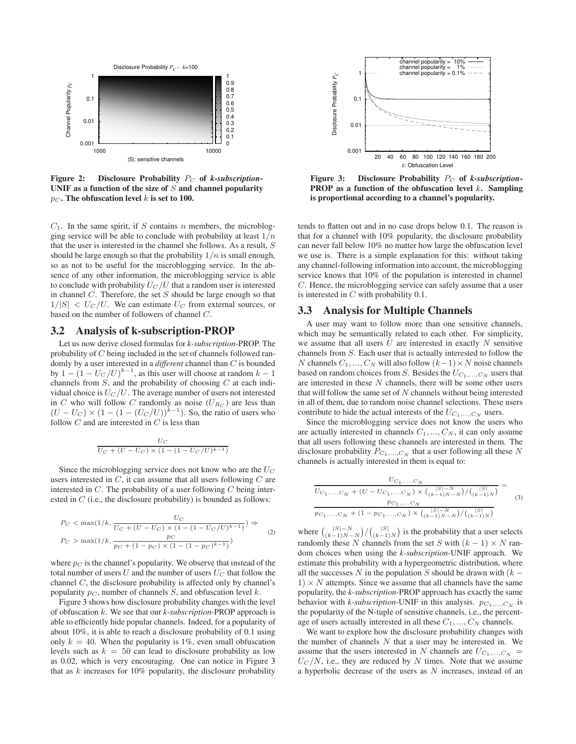Figure 2: Disclosure Probability $P_C$ of *k-subscription*-UNIF as a function of the size of $S$ and channel popularity $p_C$. The obfuscation level $k$ is set to 100.

Figure 3: Disclosure Probability $P_C$ of *k-subscription*-PROP as a function of the obfuscation level $k$. Sampling is proportional according to a channel's popularity.

$C_1$. In the same spirit, if $S$ contains $n$ members, the microblogging service will be able to conclude with probability at least $1/n$ that the user is interested in the channel she follows. As a result, $S$ should be large enough so that the probability $1/n$ is small enough, so as not to be useful for the microblogging service. In the absence of any other information, the microblogging service is able to conclude with probability $U_C/U$ that a random user is interested in channel $C$. Therefore, the set $S$ should be large enough so that $1/|S| < U_C/U$. We can estimate $U_C$ from external sources, or based on the number of followers of channel $C$.

## 3.2 Analysis of k-subscription-PROP

Let us now derive closed formulas for *k-subscription*-PROP. The probability of $C$ being included in the set of channels followed randomly by a user interested in a *different* channel than $C$ is bounded by $1-(1-U_C/U)^{k-1}$, as this user will choose at random $k-1$ channels from $S$, and the probability of choosing $C$ at each individual choice is $U_C/U$. The average number of users not interested in $C$ who will follow $C$ randomly as noise ($U_{R_C}$) are less than $(U-U_C)\times(1-(1-(U_C/U))^{k-1})$. So, the ratio of users who follow $C$ and are interested in $C$ is less than

$$\frac{U_C}{U_C+(U-U_C)\times(1-(1-U_C/U)^{k-1})}$$

Since the microblogging service does not know who are the $U_C$ users interested in $C$, it can assume that all users following $C$ are interested in $C$. The probability of a user following $C$ being interested in $C$ (i.e., the disclosure probability) is bounded as follows:

$$P_C < \max(1/k, \frac{U_C}{U_C+(U-U_C)\times(1-(1-U_C/U)^{k-1})}) \Rightarrow$$
$$P_C > \max(1/k, \frac{p_C}{p_C+(1-p_C)\times(1-(1-p_C)^{k-1})}) \quad (2)$$

where $p_C$ is the channel's popularity. We observe that instead of the total number of users $U$ and the number of users $U_C$ that follow the channel $C$, the disclosure probability is affected only by channel's popularity $p_C$, number of channels $S$, and obfuscation level $k$.

Figure 3 shows how disclosure probability changes with the level of obfuscation $k$. We see that our *k-subscription*-PROP approach is able to efficiently hide popular channels. Indeed, for a popularity of about 10%, it is able to reach a disclosure probability of 0.1 using only $k=40$. When the popularity is 1%, even small obfuscation levels such as $k=50$ can lead to disclosure probability as low as 0.02, which is very encouraging. One can notice in Figure 3 that as $k$ increases for 10% popularity, the disclosure probability tends to flatten out and in no case drops below 0.1. The reason is that for a channel with 10% popularity, the disclosure probability can never fall below 10% no matter how large the obfuscation level we use is. There is a simple explanation for this: without taking any channel-following information into account, the microblogging service knows that 10% of the population is interested in channel $C$. Hence, the microblogging service can safely assume that a user is interested in $C$ with probability 0.1.

## 3.3 Analysis for Multiple Channels

A user may want to follow more than one sensitive channels, which may be semantically related to each other. For simplicity, we assume that all users $U$ are interested in exactly $N$ sensitive channels from $S$. Each user that is actually interested to follow the $N$ channels $C_1,...,C_N$ will also follow $(k-1)\times N$ noise channels based on random choices from $S$. Besides the $U_{C_1,...,C_N}$ users that are interested in these $N$ channels, there will be some other users that will follow the same set of $N$ channels without being interested in all of them, due to random noise channel selections. These users contribute to hide the actual interests of the $U_{C_1,...,C_N}$ users.

Since the microblogging service does not know the users who are actually interested in channels $C_1,...,C_N$, it can only assume that all users following these channels are interested in them. The disclosure probability $P_{C_1,...,C_N}$ that a user following all these $N$ channels is actually interested in them is equal to:

$$\frac{U_{C_1,...,C_N}}{U_{C_1,...,C_N}+(U-U_{C_1,...,C_N})\times\binom{|S|-N}{(k-1)N-N}/\binom{|S|}{(k-1)N}} = \frac{p_{C_1,...,C_N}}{p_{C_1,...,C_N}+(1-p_{C_1,...,C_N})\times\binom{|S|-N}{(k-1)N-N}/\binom{|S|}{(k-1)N}} \quad (3)$$

where $\binom{|S|-N}{(k-1)N-N}/\binom{|S|}{(k-1)N}$ is the probability that a user selects randomly these $N$ channels from the set $S$ with $(k-1)\times N$ random choices when using the *k-subscription*-UNIF approach. We estimate this probability with a hypergeometric distribution, where all the successes $N$ in the population $S$ should be drawn with $(k-1)\times N$ attempts. Since we assume that all channels have the same popularity, the *k-subscription*-PROP approach has exactly the same behavior with *k-subscription*-UNIF in this analysis. $p_{C_1,...,C_N}$ is the popularity of the N-tuple of sensitive channels, i.e., the percentage of users actually interested in all these $C_1,...,C_N$ channels.

We want to explore how the disclosure probability changes with the number of channels $N$ that a user may be interested in. We assume that the users interested in $N$ channels are $U_{C_1,...,C_N}=U_C/N$, i.e., they are reduced by $N$ times. Note that we assume a hyperbolic decrease of the users as $N$ increases, instead of an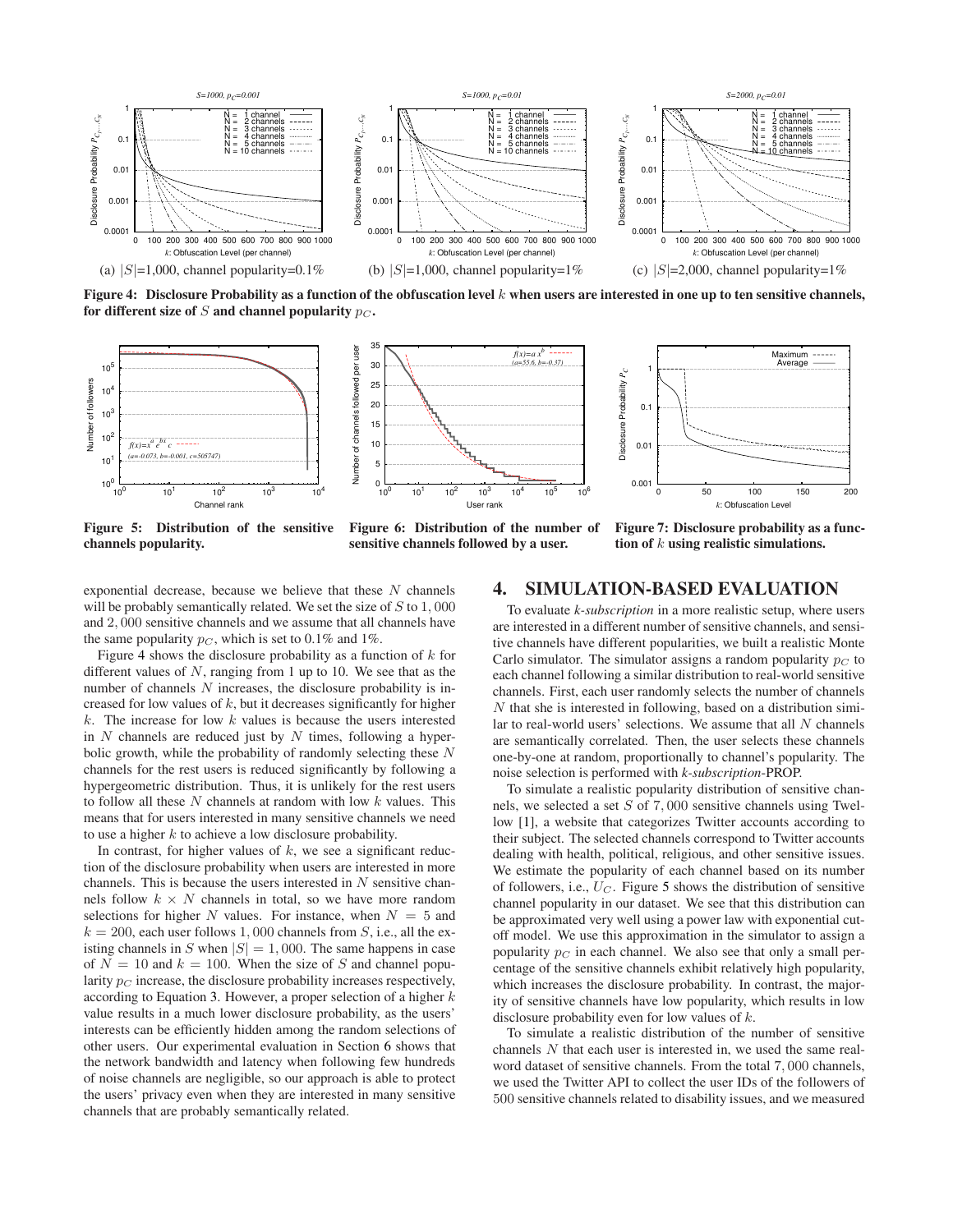Figure 4: Disclosure Probability as a function of the obfuscation level $k$ when users are interested in one up to ten sensitive channels, for different size of $S$ and channel popularity $p_C$.

(a) $|S|$=1,000, channel popularity=0.1% (b) $|S|$=1,000, channel popularity=1% (c) $|S|$=2,000, channel popularity=1%

Figure 5: Distribution of the sensitive channels popularity.

Figure 6: Distribution of the number of sensitive channels followed by a user.

Figure 7: Disclosure probability as a function of $k$ using realistic simulations.

exponential decrease, because we believe that these $N$ channels will be probably semantically related. We set the size of $S$ to 1,000 and 2,000 sensitive channels and we assume that all channels have the same popularity $p_C$, which is set to 0.1% and 1%.

Figure 4 shows the disclosure probability as a function of $k$ for different values of $N$, ranging from 1 up to 10. We see that as the number of channels $N$ increases, the disclosure probability is increased for low values of $k$, but it decreases significantly for higher $k$. The increase for low $k$ values is because the users interested in $N$ channels are reduced just by $N$ times, following a hyperbolic growth, while the probability of randomly selecting these $N$ channels for the rest users is reduced significantly by following a hypergeometric distribution. Thus, it is unlikely for the rest users to follow all these $N$ channels at random with low $k$ values. This means that for users interested in many sensitive channels we need to use a higher $k$ to achieve a low disclosure probability.

In contrast, for higher values of $k$, we see a significant reduction of the disclosure probability when users are interested in more channels. This is because the users interested in $N$ sensitive channels follow $k \times N$ channels in total, so we have more random selections for higher $N$ values. For instance, when $N = 5$ and $k = 200$, each user follows 1,000 channels from $S$, i.e., all the existing channels in $S$ when $|S| = 1,000$. The same happens in case of $N = 10$ and $k = 100$. When the size of $S$ and channel popularity $p_C$ increase, the disclosure probability increases respectively, according to Equation 3. However, a proper selection of a higher $k$ value results in a much lower disclosure probability, as the users' interests can be efficiently hidden among the random selections of other users. Our experimental evaluation in Section 6 shows that the network bandwidth and latency when following few hundreds of noise channels are negligible, so our approach is able to protect the users' privacy even when they are interested in many sensitive channels that are probably semantically related.

# 4. SIMULATION-BASED EVALUATION

To evaluate *k-subscription* in a more realistic setup, where users are interested in a different number of sensitive channels, and sensitive channels have different popularities, we built a realistic Monte Carlo simulator. The simulator assigns a random popularity $p_C$ to each channel following a similar distribution to real-world sensitive channels. First, each user randomly selects the number of channels $N$ that she is interested in following, based on a distribution similar to real-world users' selections. We assume that all $N$ channels are semantically correlated. Then, the user selects these channels one-by-one at random, proportionally to channel's popularity. The noise selection is performed with *k-subscription*-PROP.

To simulate a realistic popularity distribution of sensitive channels, we selected a set $S$ of 7,000 sensitive channels using Twellow [1], a website that categorizes Twitter accounts according to their subject. The selected channels correspond to Twitter accounts dealing with health, political, religious, and other sensitive issues. We estimate the popularity of each channel based on its number of followers, i.e., $U_C$. Figure 5 shows the distribution of sensitive channel popularity in our dataset. We see that this distribution can be approximated very well using a power law with exponential cutoff model. We use this approximation in the simulator to assign a popularity $p_C$ in each channel. We also see that only a small percentage of the sensitive channels exhibit relatively high popularity, which increases the disclosure probability. In contrast, the majority of sensitive channels have low popularity, which results in low disclosure probability even for low values of $k$.

To simulate a realistic distribution of the number of sensitive channels $N$ that each user is interested in, we used the same real-word dataset of sensitive channels. From the total 7,000 channels, we used the Twitter API to collect the user IDs of the followers of 500 sensitive channels related to disability issues, and we measured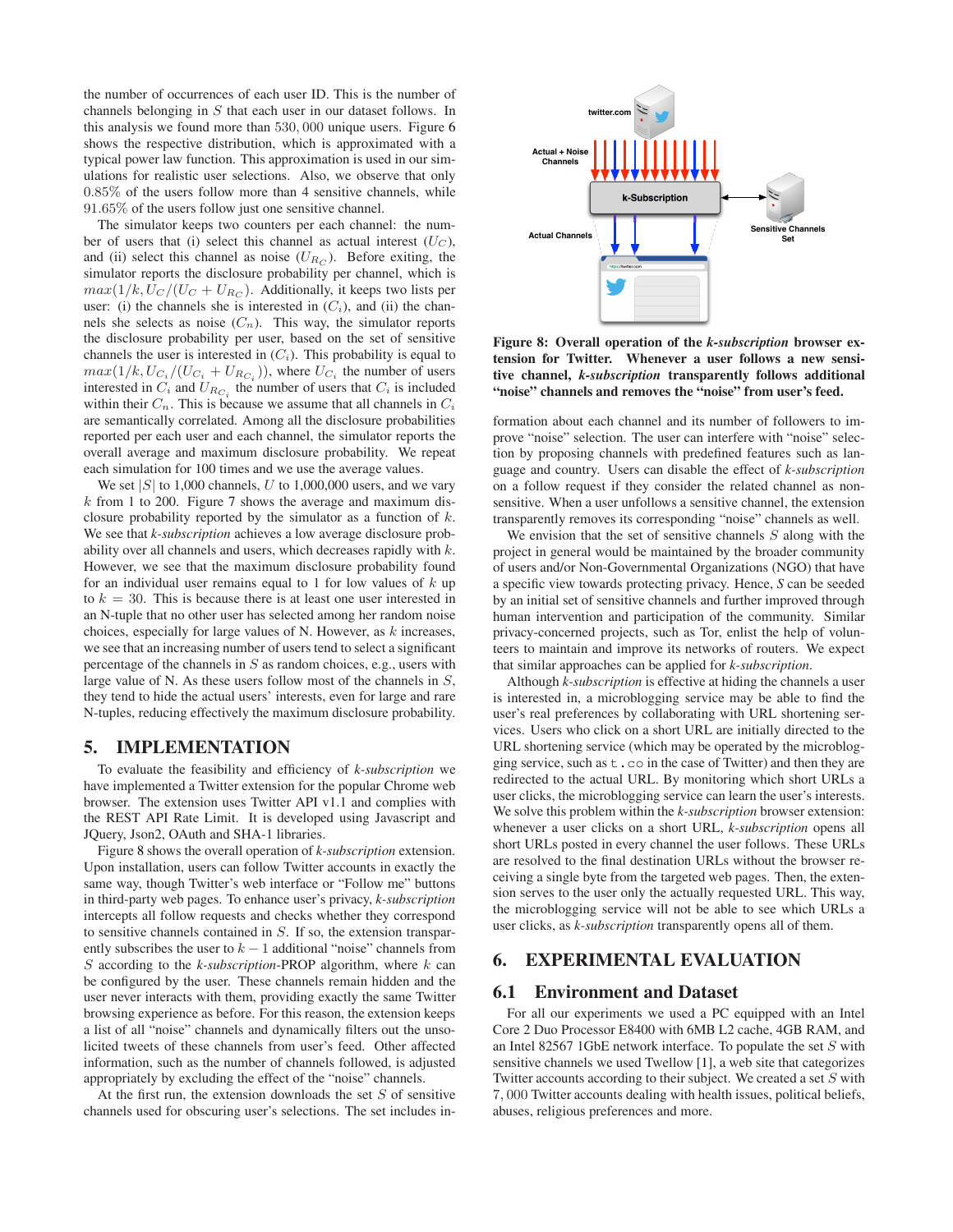the number of occurrences of each user ID. This is the number of channels belonging in $S$ that each user in our dataset follows. In this analysis we found more than $530,000$ unique users. Figure 6 shows the respective distribution, which is approximated with a typical power law function. This approximation is used in our simulations for realistic user selections. Also, we observe that only $0.85\%$ of the users follow more than 4 sensitive channels, while $91.65\%$ of the users follow just one sensitive channel.

The simulator keeps two counters per each channel: the number of users that (i) select this channel as actual interest ($U_C$), and (ii) select this channel as noise ($U_{R_C}$). Before exiting, the simulator reports the disclosure probability per channel, which is $max(1/k, U_C/(U_C + U_{R_C}))$. Additionally, it keeps two lists per user: (i) the channels she is interested in ($C_i$), and (ii) the channels she selects as noise ($C_n$). This way, the simulator reports the disclosure probability per user, based on the set of sensitive channels the user is interested in ($C_i$). This probability is equal to $max(1/k, U_{C_i}/(U_{C_i} + U_{R_{C_i}}))$, where $U_{C_i}$ the number of users interested in $C_i$ and $U_{R_{C_i}}$ the number of users that $C_i$ is included within their $C_n$. This is because we assume that all channels in $C_i$ are semantically correlated. Among all the disclosure probabilities reported per each user and each channel, the simulator reports the overall average and maximum disclosure probability. We repeat each simulation for 100 times and we use the average values.

We set $|S|$ to 1,000 channels, $U$ to 1,000,000 users, and we vary $k$ from 1 to 200. Figure 7 shows the average and maximum disclosure probability reported by the simulator as a function of $k$. We see that *k-subscription* achieves a low average disclosure probability over all channels and users, which decreases rapidly with $k$. However, we see that the maximum disclosure probability found for an individual user remains equal to 1 for low values of $k$ up to $k = 30$. This is because there is at least one user interested in an N-tuple that no other user has selected among her random noise choices, especially for large values of N. However, as $k$ increases, we see that an increasing number of users tend to select a significant percentage of the channels in $S$ as random choices, e.g., users with large value of N. As these users follow most of the channels in $S$, they tend to hide the actual users' interests, even for large and rare N-tuples, reducing effectively the maximum disclosure probability.

# 5. IMPLEMENTATION

To evaluate the feasibility and efficiency of *k-subscription* we have implemented a Twitter extension for the popular Chrome web browser. The extension uses Twitter API v1.1 and complies with the REST API Rate Limit. It is developed using Javascript and JQuery, Json2, OAuth and SHA-1 libraries.

Figure 8 shows the overall operation of *k-subscription* extension. Upon installation, users can follow Twitter accounts in exactly the same way, though Twitter's web interface or "Follow me" buttons in third-party web pages. To enhance user's privacy, *k-subscription* intercepts all follow requests and checks whether they correspond to sensitive channels contained in $S$. If so, the extension transparently subscribes the user to $k-1$ additional "noise" channels from $S$ according to the *k-subscription*-PROP algorithm, where $k$ can be configured by the user. These channels remain hidden and the user never interacts with them, providing exactly the same Twitter browsing experience as before. For this reason, the extension keeps a list of all "noise" channels and dynamically filters out the unsolicited tweets of these channels from user's feed. Other affected information, such as the number of channels followed, is adjusted appropriately by excluding the effect of the "noise" channels.

At the first run, the extension downloads the set $S$ of sensitive channels used for obscuring user's selections. The set includes information about each channel and its number of followers to improve "noise" selection. The user can interfere with "noise" selection by proposing channels with predefined features such as language and country. Users can disable the effect of *k-subscription* on a follow request if they consider the related channel as non-sensitive. When a user unfollows a sensitive channel, the extension transparently removes its corresponding "noise" channels as well.

**Figure 8: Overall operation of the *k-subscription* browser extension for Twitter. Whenever a user follows a new sensitive channel, *k-subscription* transparently follows additional "noise" channels and removes the "noise" from user's feed.**

We envision that the set of sensitive channels $S$ along with the project in general would be maintained by the broader community of users and/or Non-Governmental Organizations (NGO) that have a specific view towards protecting privacy. Hence, $S$ can be seeded by an initial set of sensitive channels and further improved through human intervention and participation of the community. Similar privacy-concerned projects, such as Tor, enlist the help of volunteers to maintain and improve its networks of routers. We expect that similar approaches can be applied for *k-subscription*.

Although *k-subscription* is effective at hiding the channels a user is interested in, a microblogging service may be able to find the user's real preferences by collaborating with URL shortening services. Users who click on a short URL are initially directed to the URL shortening service (which may be operated by the microblogging service, such as `t.co` in the case of Twitter) and then they are redirected to the actual URL. By monitoring which short URLs a user clicks, the microblogging service can learn the user's interests. We solve this problem within the *k-subscription* browser extension: whenever a user clicks on a short URL, *k-subscription* opens all short URLs posted in every channel the user follows. These URLs are resolved to the final destination URLs without the browser receiving a single byte from the targeted web pages. Then, the extension serves to the user only the actually requested URL. This way, the microblogging service will not be able to see which URLs a user clicks, as *k-subscription* transparently opens all of them.

# 6. EXPERIMENTAL EVALUATION

## 6.1 Environment and Dataset

For all our experiments we used a PC equipped with an Intel Core 2 Duo Processor E8400 with 6MB L2 cache, 4GB RAM, and an Intel 82567 1GbE network interface. To populate the set $S$ with sensitive channels we used Twellow [1], a web site that categorizes Twitter accounts according to their subject. We created a set $S$ with $7,000$ Twitter accounts dealing with health issues, political beliefs, abuses, religious preferences and more.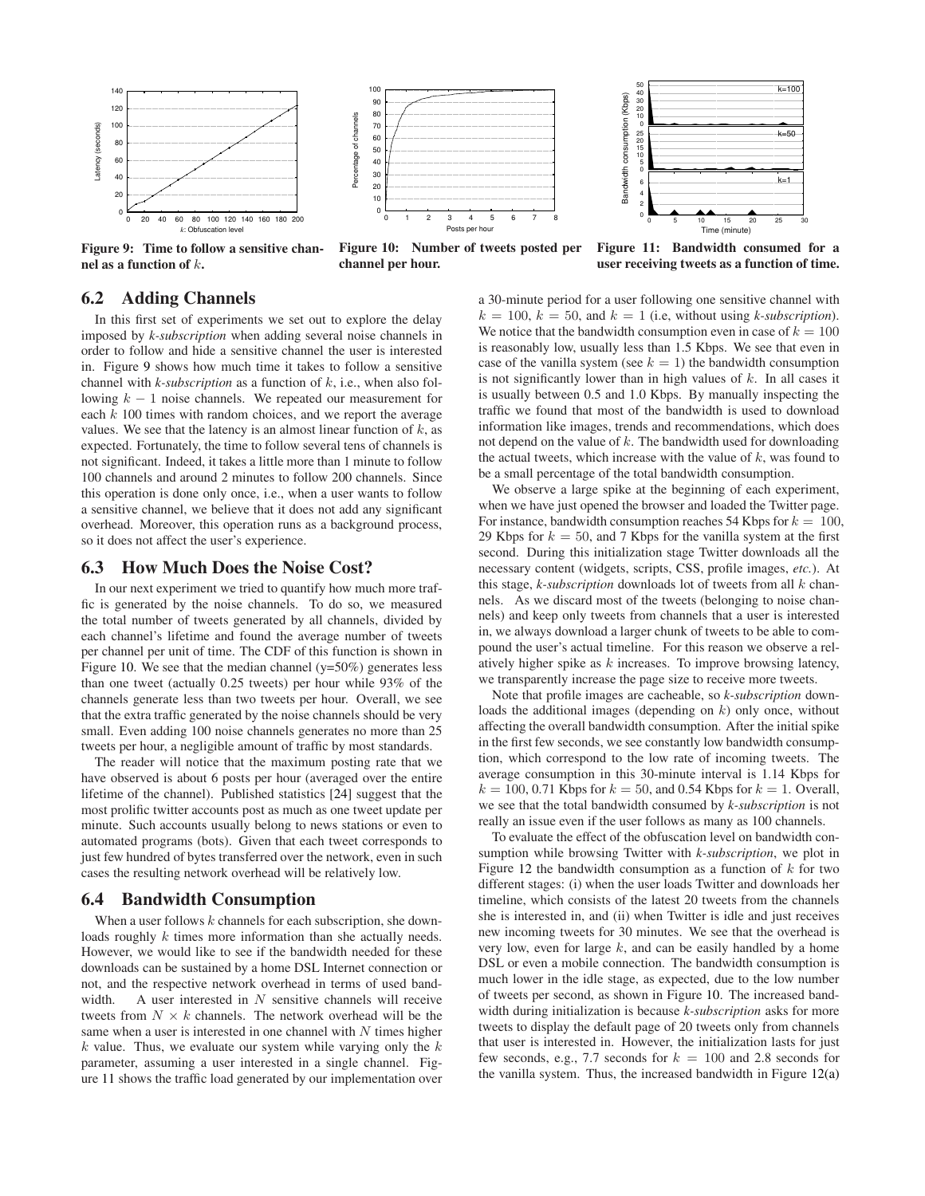Figure 9: Time to follow a sensitive channel as a function of $k$.

Figure 10: Number of tweets posted per channel per hour.

Figure 11: Bandwidth consumed for a user receiving tweets as a function of time.

## 6.2 Adding Channels

In this first set of experiments we set out to explore the delay imposed by *k-subscription* when adding several noise channels in order to follow and hide a sensitive channel the user is interested in. Figure 9 shows how much time it takes to follow a sensitive channel with *k-subscription* as a function of $k$, i.e., when also following $k-1$ noise channels. We repeated our measurement for each $k$ 100 times with random choices, and we report the average values. We see that the latency is an almost linear function of $k$, as expected. Fortunately, the time to follow several tens of channels is not significant. Indeed, it takes a little more than 1 minute to follow 100 channels and around 2 minutes to follow 200 channels. Since this operation is done only once, i.e., when a user wants to follow a sensitive channel, we believe that it does not add any significant overhead. Moreover, this operation runs as a background process, so it does not affect the user's experience.

## 6.3 How Much Does the Noise Cost?

In our next experiment we tried to quantify how much more traffic is generated by the noise channels. To do so, we measured the total number of tweets generated by all channels, divided by each channel's lifetime and found the average number of tweets per channel per unit of time. The CDF of this function is shown in Figure 10. We see that the median channel (y=50%) generates less than one tweet (actually 0.25 tweets) per hour while 93% of the channels generate less than two tweets per hour. Overall, we see that the extra traffic generated by the noise channels should be very small. Even adding 100 noise channels generates no more than 25 tweets per hour, a negligible amount of traffic by most standards.

The reader will notice that the maximum posting rate that we have observed is about 6 posts per hour (averaged over the entire lifetime of the channel). Published statistics [24] suggest that the most prolific twitter accounts post as much as one tweet update per minute. Such accounts usually belong to news stations or even to automated programs (bots). Given that each tweet corresponds to just few hundred of bytes transferred over the network, even in such cases the resulting network overhead will be relatively low.

## 6.4 Bandwidth Consumption

When a user follows $k$ channels for each subscription, she downloads roughly $k$ times more information than she actually needs. However, we would like to see if the bandwidth needed for these downloads can be sustained by a home DSL Internet connection or not, and the respective network overhead in terms of used bandwidth. A user interested in $N$ sensitive channels will receive tweets from $N \times k$ channels. The network overhead will be the same when a user is interested in one channel with $N$ times higher $k$ value. Thus, we evaluate our system while varying only the $k$ parameter, assuming a user interested in a single channel. Figure 11 shows the traffic load generated by our implementation over a 30-minute period for a user following one sensitive channel with $k = 100$, $k = 50$, and $k = 1$ (i.e, without using *k-subscription*). We notice that the bandwidth consumption even in case of $k = 100$ is reasonably low, usually less than 1.5 Kbps. We see that even in case of the vanilla system (see $k = 1$) the bandwidth consumption is not significantly lower than in high values of $k$. In all cases it is usually between 0.5 and 1.0 Kbps. By manually inspecting the traffic we found that most of the bandwidth is used to download information like images, trends and recommendations, which does not depend on the value of $k$. The bandwidth used for downloading the actual tweets, which increase with the value of $k$, was found to be a small percentage of the total bandwidth consumption.

We observe a large spike at the beginning of each experiment, when we have just opened the browser and loaded the Twitter page. For instance, bandwidth consumption reaches 54 Kbps for $k = 100$, 29 Kbps for $k = 50$, and 7 Kbps for the vanilla system at the first second. During this initialization stage Twitter downloads all the necessary content (widgets, scripts, CSS, profile images, *etc.*). At this stage, *k-subscription* downloads lot of tweets from all $k$ channels. As we discard most of the tweets (belonging to noise channels) and keep only tweets from channels that a user is interested in, we always download a larger chunk of tweets to be able to compound the user's actual timeline. For this reason we observe a relatively higher spike as $k$ increases. To improve browsing latency, we transparently increase the page size to receive more tweets.

Note that profile images are cacheable, so *k-subscription* downloads the additional images (depending on $k$) only once, without affecting the overall bandwidth consumption. After the initial spike in the first few seconds, we see constantly low bandwidth consumption, which correspond to the low rate of incoming tweets. The average consumption in this 30-minute interval is 1.14 Kbps for $k = 100$, 0.71 Kbps for $k = 50$, and 0.54 Kbps for $k = 1$. Overall, we see that the total bandwidth consumed by *k-subscription* is not really an issue even if the user follows as many as 100 channels.

To evaluate the effect of the obfuscation level on bandwidth consumption while browsing Twitter with *k-subscription*, we plot in Figure 12 the bandwidth consumption as a function of $k$ for two different stages: (i) when the user loads Twitter and downloads her timeline, which consists of the latest 20 tweets from the channels she is interested in, and (ii) when Twitter is idle and just receives new incoming tweets for 30 minutes. We see that the overhead is very low, even for large $k$, and can be easily handled by a home DSL or even a mobile connection. The bandwidth consumption is much lower in the idle stage, as expected, due to the low number of tweets per second, as shown in Figure 10. The increased bandwidth during initialization is because *k-subscription* asks for more tweets to display the default page of 20 tweets only from channels that user is interested in. However, the initialization lasts for just few seconds, e.g., 7.7 seconds for $k = 100$ and 2.8 seconds for the vanilla system. Thus, the increased bandwidth in Figure 12(a)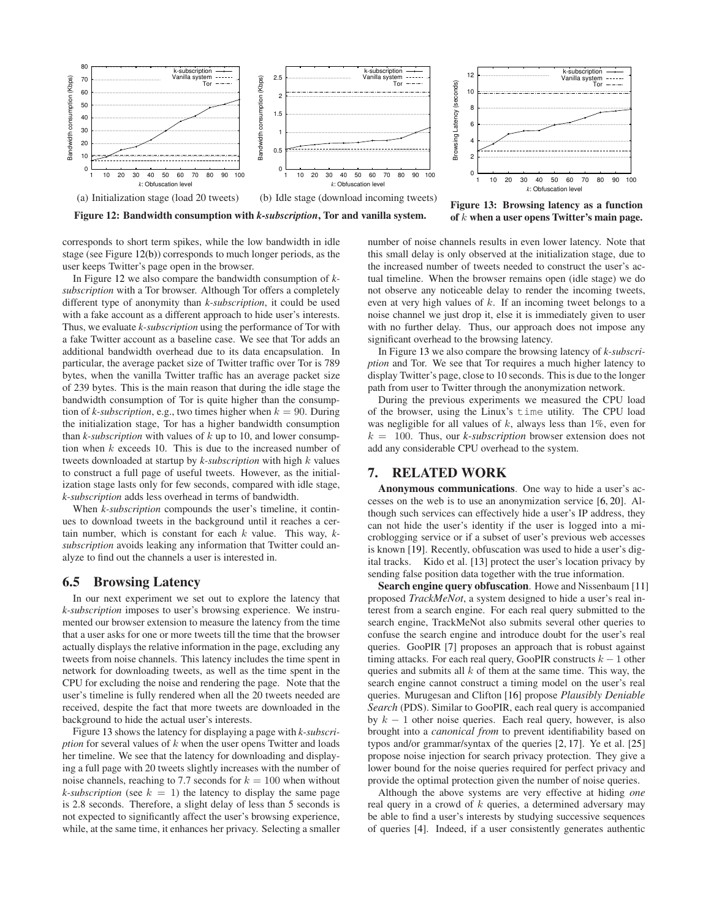(a) Initialization stage (load 20 tweets)

(b) Idle stage (download incoming tweets)

**Figure 12: Bandwidth consumption with *k-subscription*, Tor and vanilla system.**

**Figure 13: Browsing latency as a function of $k$ when a user opens Twitter's main page.**

corresponds to short term spikes, while the low bandwidth in idle stage (see Figure 12(b)) corresponds to much longer periods, as the user keeps Twitter's page open in the browser.

In Figure 12 we also compare the bandwidth consumption of *k-subscription* with a Tor browser. Although Tor offers a completely different type of anonymity than *k-subscription*, it could be used with a fake account as a different approach to hide user's interests. Thus, we evaluate *k-subscription* using the performance of Tor with a fake Twitter account as a baseline case. We see that Tor adds an additional bandwidth overhead due to its data encapsulation. In particular, the average packet size of Twitter traffic over Tor is 789 bytes, when the vanilla Twitter traffic has an average packet size of 239 bytes. This is the main reason that during the idle stage the bandwidth consumption of Tor is quite higher than the consumption of *k-subscription*, e.g., two times higher when $k = 90$. During the initialization stage, Tor has a higher bandwidth consumption than *k-subscription* with values of $k$ up to 10, and lower consumption when $k$ exceeds 10. This is due to the increased number of tweets downloaded at startup by *k-subscription* with high $k$ values to construct a full page of useful tweets. However, as the initialization stage lasts only for few seconds, compared with idle stage, *k-subscription* adds less overhead in terms of bandwidth.

When *k-subscription* compounds the user's timeline, it continues to download tweets in the background until it reaches a certain number, which is constant for each $k$ value. This way, *k-subscription* avoids leaking any information that Twitter could analyze to find out the channels a user is interested in.

## 6.5 Browsing Latency

In our next experiment we set out to explore the latency that *k-subscription* imposes to user's browsing experience. We instrumented our browser extension to measure the latency from the time that a user asks for one or more tweets till the time that the browser actually displays the relative information in the page, excluding any tweets from noise channels. This latency includes the time spent in network for downloading tweets, as well as the time spent in the CPU for excluding the noise and rendering the page. Note that the user's timeline is fully rendered when all the 20 tweets needed are received, despite the fact that more tweets are downloaded in the background to hide the actual user's interests.

Figure 13 shows the latency for displaying a page with *k-subscription* for several values of $k$ when the user opens Twitter and loads her timeline. We see that the latency for downloading and displaying a full page with 20 tweets slightly increases with the number of noise channels, reaching to 7.7 seconds for $k = 100$ when without *k-subscription* (see $k = 1$) the latency to display the same page is 2.8 seconds. Therefore, a slight delay of less than 5 seconds is not expected to significantly affect the user's browsing experience, while, at the same time, it enhances her privacy. Selecting a smaller number of noise channels results in even lower latency. Note that this small delay is only observed at the initialization stage, due to the increased number of tweets needed to construct the user's actual timeline. When the browser remains open (idle stage) we do not observe any noticeable delay to render the incoming tweets, even at very high values of $k$. If an incoming tweet belongs to a noise channel we just drop it, else it is immediately given to user with no further delay. Thus, our approach does not impose any significant overhead to the browsing latency.

In Figure 13 we also compare the browsing latency of *k-subscription* and Tor. We see that Tor requires a much higher latency to display Twitter's page, close to 10 seconds. This is due to the longer path from user to Twitter through the anonymization network.

During the previous experiments we measured the CPU load of the browser, using the Linux's `time` utility. The CPU load was negligible for all values of $k$, always less than 1%, even for $k = 100$. Thus, our *k-subscription* browser extension does not add any considerable CPU overhead to the system.

# 7. RELATED WORK

**Anonymous communications**. One way to hide a user's accesses on the web is to use an anonymization service [6, 20]. Although such services can effectively hide a user's IP address, they can not hide the user's identity if the user is logged into a microblogging service or if a subset of user's previous web accesses is known [19]. Recently, obfuscation was used to hide a user's digital tracks. Kido et al. [13] protect the user's location privacy by sending false position data together with the true information.

**Search engine query obfuscation**. Howe and Nissenbaum [11] proposed *TrackMeNot*, a system designed to hide a user's real interest from a search engine. For each real query submitted to the search engine, TrackMeNot also submits several other queries to confuse the search engine and introduce doubt for the user's real queries. GooPIR [7] proposes an approach that is robust against timing attacks. For each real query, GooPIR constructs $k - 1$ other queries and submits all $k$ of them at the same time. This way, the search engine cannot construct a timing model on the user's real queries. Murugesan and Clifton [16] propose *Plausibly Deniable Search* (PDS). Similar to GooPIR, each real query is accompanied by $k - 1$ other noise queries. Each real query, however, is also brought into a *canonical from* to prevent identifiability based on typos and/or grammar/syntax of the queries [2, 17]. Ye et al. [25] propose noise injection for search privacy protection. They give a lower bound for the noise queries required for perfect privacy and provide the optimal protection given the number of noise queries.

Although the above systems are very effective at hiding *one* real query in a crowd of $k$ queries, a determined adversary may be able to find a user's interests by studying successive sequences of queries [4]. Indeed, if a user consistently generates authentic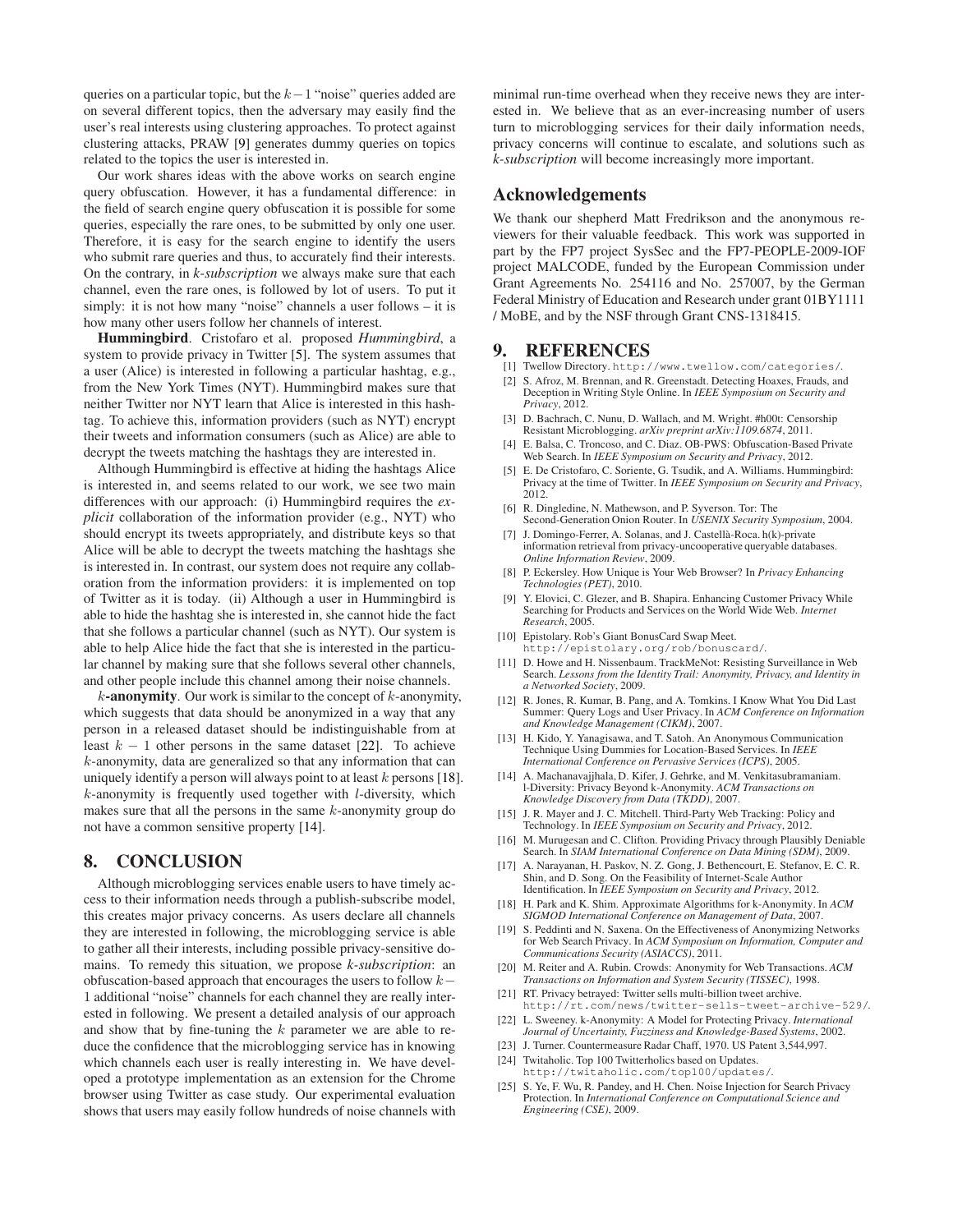queries on a particular topic, but the $k-1$ "noise" queries added are on several different topics, then the adversary may easily find the user's real interests using clustering approaches. To protect against clustering attacks, PRAW [9] generates dummy queries on topics related to the topics the user is interested in.

Our work shares ideas with the above works on search engine query obfuscation. However, it has a fundamental difference: in the field of search engine query obfuscation it is possible for some queries, especially the rare ones, to be submitted by only one user. Therefore, it is easy for the search engine to identify the users who submit rare queries and thus, to accurately find their interests. On the contrary, in *k-subscription* we always make sure that each channel, even the rare ones, is followed by lot of users. To put it simply: it is not how many "noise" channels a user follows – it is how many other users follow her channels of interest.

**Hummingbird**. Cristofaro et al. proposed *Hummingbird*, a system to provide privacy in Twitter [5]. The system assumes that a user (Alice) is interested in following a particular hashtag, e.g., from the New York Times (NYT). Hummingbird makes sure that neither Twitter nor NYT learn that Alice is interested in this hashtag. To achieve this, information providers (such as NYT) encrypt their tweets and information consumers (such as Alice) are able to decrypt the tweets matching the hashtags they are interested in.

Although Hummingbird is effective at hiding the hashtags Alice is interested in, and seems related to our work, we see two main differences with our approach: (i) Hummingbird requires the *explicit* collaboration of the information provider (e.g., NYT) who should encrypt its tweets appropriately, and distribute keys so that Alice will be able to decrypt the tweets matching the hashtags she is interested in. In contrast, our system does not require any collaboration from the information providers: it is implemented on top of Twitter as it is today. (ii) Although a user in Hummingbird is able to hide the hashtag she is interested in, she cannot hide the fact that she follows a particular channel (such as NYT). Our system is able to help Alice hide the fact that she is interested in the particular channel by making sure that she follows several other channels, and other people include this channel among their noise channels.

**$k$-anonymity**. Our work is similar to the concept of $k$-anonymity, which suggests that data should be anonymized in a way that any person in a released dataset should be indistinguishable from at least $k-1$ other persons in the same dataset [22]. To achieve $k$-anonymity, data are generalized so that any information that can uniquely identify a person will always point to at least $k$ persons [18]. $k$-anonymity is frequently used together with $l$-diversity, which makes sure that all the persons in the same $k$-anonymity group do not have a common sensitive property [14].

## 8. CONCLUSION

Although microblogging services enable users to have timely access to their information needs through a publish-subscribe model, this creates major privacy concerns. As users declare all channels they are interested in following, the microblogging service is able to gather all their interests, including possible privacy-sensitive domains. To remedy this situation, we propose *k-subscription*: an obfuscation-based approach that encourages the users to follow $k-1$ additional "noise" channels for each channel they are really interested in following. We present a detailed analysis of our approach and show that by fine-tuning the $k$ parameter we are able to reduce the confidence that the microblogging service has in knowing which channels each user is really interesting in. We have developed a prototype implementation as an extension for the Chrome browser using Twitter as case study. Our experimental evaluation shows that users may easily follow hundreds of noise channels with minimal run-time overhead when they receive news they are interested in. We believe that as an ever-increasing number of users turn to microblogging services for their daily information needs, privacy concerns will continue to escalate, and solutions such as *k-subscription* will become increasingly more important.

## Acknowledgements

We thank our shepherd Matt Fredrikson and the anonymous reviewers for their valuable feedback. This work was supported in part by the FP7 project SysSec and the FP7-PEOPLE-2009-IOF project MALCODE, funded by the European Commission under Grant Agreements No. 254116 and No. 257007, by the German Federal Ministry of Education and Research under grant 01BY1111 / MoBE, and by the NSF through Grant CNS-1318415.

## 9. REFERENCES

[1] Twellow Directory. http://www.twellow.com/categories/.

[2] S. Afroz, M. Brennan, and R. Greenstadt. Detecting Hoaxes, Frauds, and Deception in Writing Style Online. In *IEEE Symposium on Security and Privacy*, 2012.

[3] D. Bachrach, C. Nunu, D. Wallach, and M. Wright. #h00t: Censorship Resistant Microblogging. *arXiv preprint arXiv:1109.6874*, 2011.

[4] E. Balsa, C. Troncoso, and C. Diaz. OB-PWS: Obfuscation-Based Private Web Search. In *IEEE Symposium on Security and Privacy*, 2012.

[5] E. De Cristofaro, C. Soriente, G. Tsudik, and A. Williams. Hummingbird: Privacy at the time of Twitter. In *IEEE Symposium on Security and Privacy*, 2012.

[6] R. Dingledine, N. Mathewson, and P. Syverson. Tor: The Second-Generation Onion Router. In *USENIX Security Symposium*, 2004.

[7] J. Domingo-Ferrer, A. Solanas, and J. Castellà-Roca. h(k)-private information retrieval from privacy-uncooperative queryable databases. *Online Information Review*, 2009.

[8] P. Eckersley. How Unique is Your Web Browser? In *Privacy Enhancing Technologies (PET)*, 2010.

[9] Y. Elovici, C. Glezer, and B. Shapira. Enhancing Customer Privacy While Searching for Products and Services on the World Wide Web. *Internet Research*, 2005.

[10] Epistolary. Rob's Giant BonusCard Swap Meet. http://epistolary.org/rob/bonuscard/.

[11] D. Howe and H. Nissenbaum. TrackMeNot: Resisting Surveillance in Web Search. *Lessons from the Identity Trail: Anonymity, Privacy, and Identity in a Networked Society*, 2009.

[12] R. Jones, R. Kumar, B. Pang, and A. Tomkins. I Know What You Did Last Summer: Query Logs and User Privacy. In *ACM Conference on Information and Knowledge Management (CIKM)*, 2007.

[13] H. Kido, Y. Yanagisawa, and T. Satoh. An Anonymous Communication Technique Using Dummies for Location-Based Services. In *IEEE International Conference on Pervasive Services (ICPS)*, 2005.

[14] A. Machanavajjhala, D. Kifer, J. Gehrke, and M. Venkitasubramaniam. l-Diversity: Privacy Beyond k-Anonymity. *ACM Transactions on Knowledge Discovery from Data (TKDD)*, 2007.

[15] J. R. Mayer and J. C. Mitchell. Third-Party Web Tracking: Policy and Technology. In *IEEE Symposium on Security and Privacy*, 2012.

[16] M. Murugesan and C. Clifton. Providing Privacy through Plausibly Deniable Search. In *SIAM International Conference on Data Mining (SDM)*, 2009.

[17] A. Narayanan, H. Paskov, N. Z. Gong, J. Bethencourt, E. Stefanov, E. C. R. Shin, and D. Song. On the Feasibility of Internet-Scale Author Identification. In *IEEE Symposium on Security and Privacy*, 2012.

[18] H. Park and K. Shim. Approximate Algorithms for k-Anonymity. In *ACM SIGMOD International Conference on Management of Data*, 2007.

[19] S. Peddinti and N. Saxena. On the Effectiveness of Anonymizing Networks for Web Search Privacy. In *ACM Symposium on Information, Computer and Communications Security (ASIACCS)*, 2011.

[20] M. Reiter and A. Rubin. Crowds: Anonymity for Web Transactions. *ACM Transactions on Information and System Security (TISSEC)*, 1998.

[21] RT. Privacy betrayed: Twitter sells multi-billion tweet archive. http://rt.com/news/twitter-sells-tweet-archive-529/.

[22] L. Sweeney. k-Anonymity: A Model for Protecting Privacy. *International Journal of Uncertainty, Fuzziness and Knowledge-Based Systems*, 2002.

[23] J. Turner. Countermeasure Radar Chaff, 1970. US Patent 3,544,997.

[24] Twitaholic. Top 100 Twitterholics based on Updates. http://twitaholic.com/top100/updates/.

[25] S. Ye, F. Wu, R. Pandey, and H. Chen. Noise Injection for Search Privacy Protection. In *International Conference on Computational Science and Engineering (CSE)*, 2009.